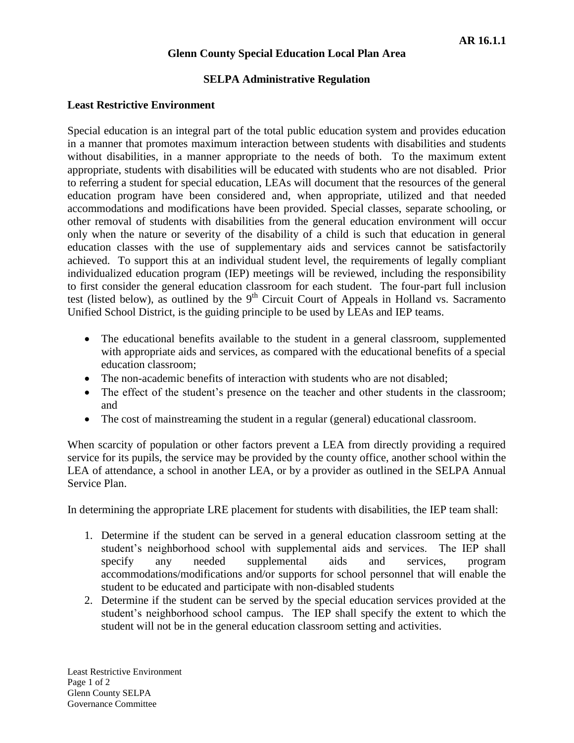AR 16.1.1

## Glenn County Special Education Local Plan Area

## SELPA Administrative Regulation

**Least Restrictive Environment**

Special education is an integral part of the total public education system and provides education in a manner that promotes maximum interaction between students with disabilities and students without disabilities, in a manner appropriate to the needs of both. To the maximum extent appropriate, students with disabilities will be educated with students who are not disabled. Prior to referring a student for special education, LEAs will document that the resources of the general education program have been considered and, when appropriate, utilized and that needed accommodations and modifications have been provided. Special classes, separate schooling, or other removal of students with disabilities from the general education environment will occur only when the nature or severity of the disability of a child is such that education in general education classes with the use of supplementary aids and services cannot be satisfactorily achieved. To support this at an individual student level, the requirements of legally compliant individualized education program (IEP) meetings will be reviewed, including the responsibility to first consider the general education classroom for each student. The four-part full inclusion test (listed below), as outlined by the 9th Circuit Court of Appeals in Holland vs. Sacramento Unified School District, is the guiding principle to be used by LEAs and IEP teams.

- The educational benefits available to the student in a general classroom, supplemented with appropriate aids and services, as compared with the educational benefits of a special education classroom;
- The non-academic benefits of interaction with students who are not disabled;
- The effect of the student's presence on the teacher and other students in the classroom; and
- The cost of mainstreaming the student in a regular (general) educational classroom.

When scarcity of population or other factors prevent a LEA from directly providing a required service for its pupils, the service may be provided by the county office, another school within the LEA of attendance, a school in another LEA, or by a provider as outlined in the SELPA Annual Service Plan.

In determining the appropriate LRE placement for students with disabilities, the IEP team shall:

1. Determine if the student can be served in a general education classroom setting at the student's neighborhood school with supplemental aids and services. The IEP shall specify any needed supplemental aids and services, program accommodations/modifications and/or supports for school personnel that will enable the student to be educated and participate with non-disabled students
2. Determine if the student can be served by the special education services provided at the student's neighborhood school campus. The IEP shall specify the extent to which the student will not be in the general education classroom setting and activities.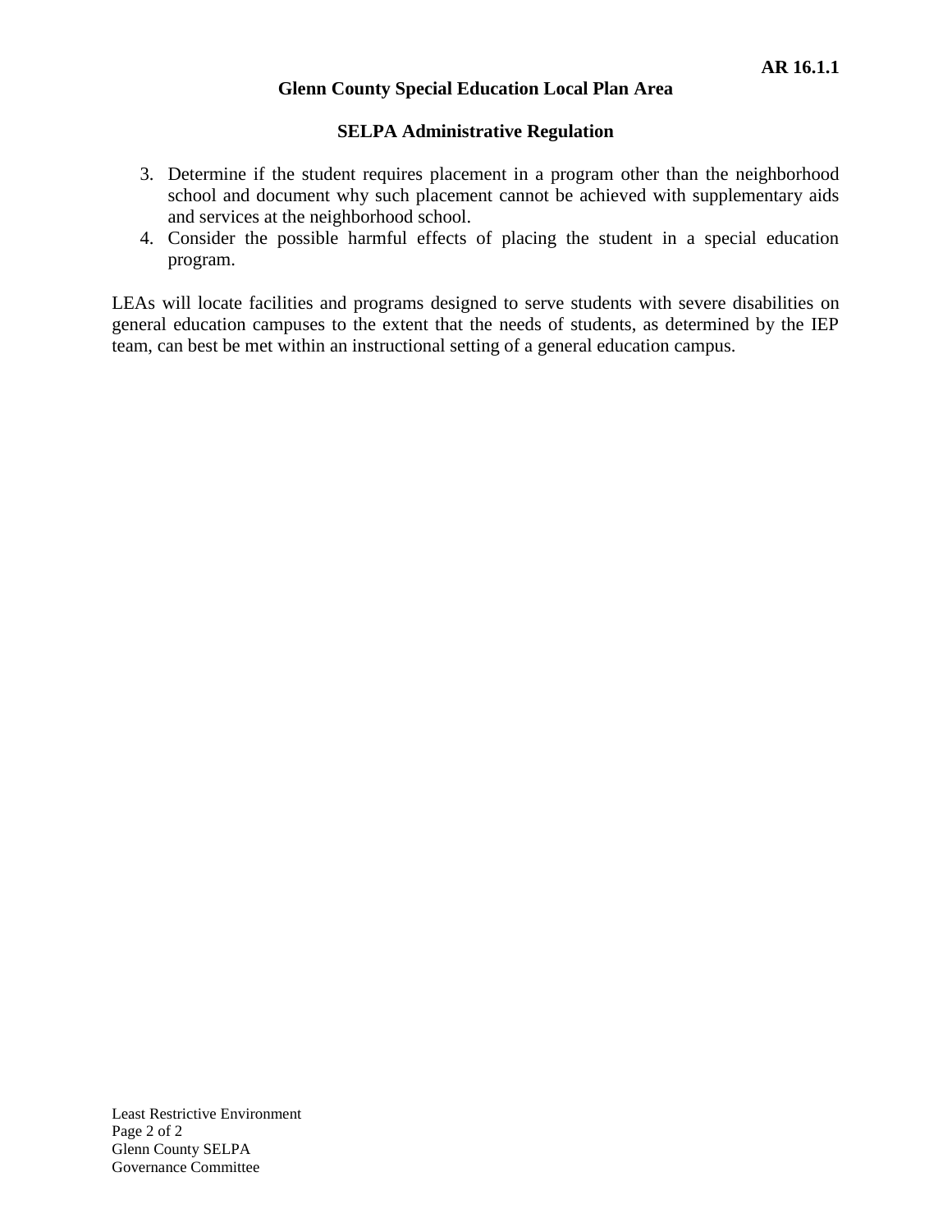3. Determine if the student requires placement in a program other than the neighborhood school and document why such placement cannot be achieved with supplementary aids and services at the neighborhood school.
4. Consider the possible harmful effects of placing the student in a special education program.

LEAs will locate facilities and programs designed to serve students with severe disabilities on general education campuses to the extent that the needs of students, as determined by the IEP team, can best be met within an instructional setting of a general education campus.